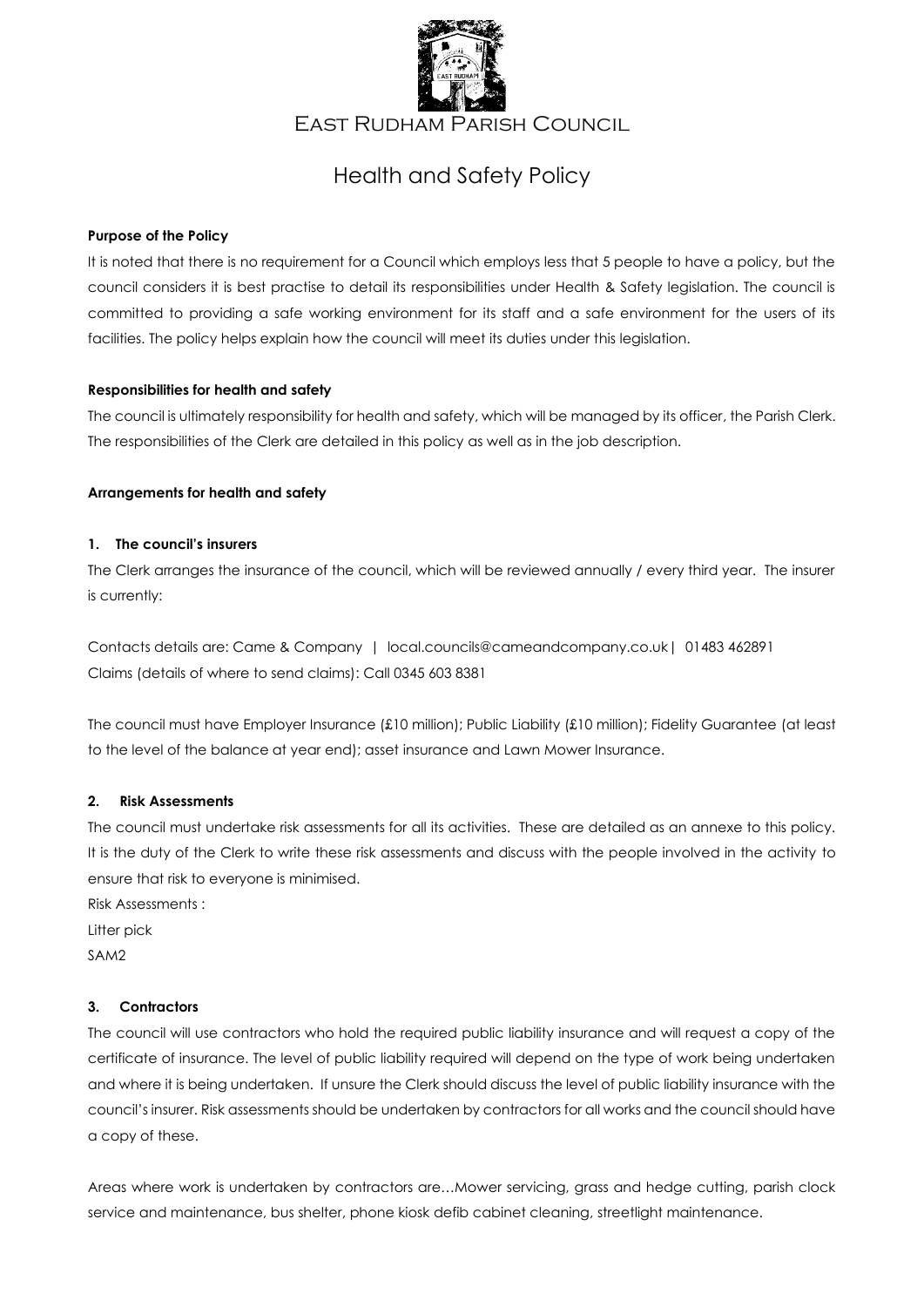# East Rudham Parish Council

## Health and Safety Policy

**Purpose of the Policy**

It is noted that there is no requirement for a Council which employs less that 5 people to have a policy, but the council considers it is best practise to detail its responsibilities under Health & Safety legislation. The council is committed to providing a safe working environment for its staff and a safe environment for the users of its facilities. The policy helps explain how the council will meet its duties under this legislation.

**Responsibilities for health and safety**

The council is ultimately responsibility for health and safety, which will be managed by its officer, the Parish Clerk. The responsibilities of the Clerk are detailed in this policy as well as in the job description.

**Arrangements for health and safety**

**1. The council's insurers**

The Clerk arranges the insurance of the council, which will be reviewed annually / every third year. The insurer is currently:

Contacts details are: Came & Company | local.councils@cameandcompany.co.uk | 01483 462891
Claims (details of where to send claims): Call 0345 603 8381

The council must have Employer Insurance (£10 million); Public Liability (£10 million); Fidelity Guarantee (at least to the level of the balance at year end); asset insurance and Lawn Mower Insurance.

**2. Risk Assessments**

The council must undertake risk assessments for all its activities. These are detailed as an annexe to this policy. It is the duty of the Clerk to write these risk assessments and discuss with the people involved in the activity to ensure that risk to everyone is minimised.

Risk Assessments :
Litter pick
SAM2

**3. Contractors**

The council will use contractors who hold the required public liability insurance and will request a copy of the certificate of insurance. The level of public liability required will depend on the type of work being undertaken and where it is being undertaken. If unsure the Clerk should discuss the level of public liability insurance with the council's insurer. Risk assessments should be undertaken by contractors for all works and the council should have a copy of these.

Areas where work is undertaken by contractors are…Mower servicing, grass and hedge cutting, parish clock service and maintenance, bus shelter, phone kiosk defib cabinet cleaning, streetlight maintenance.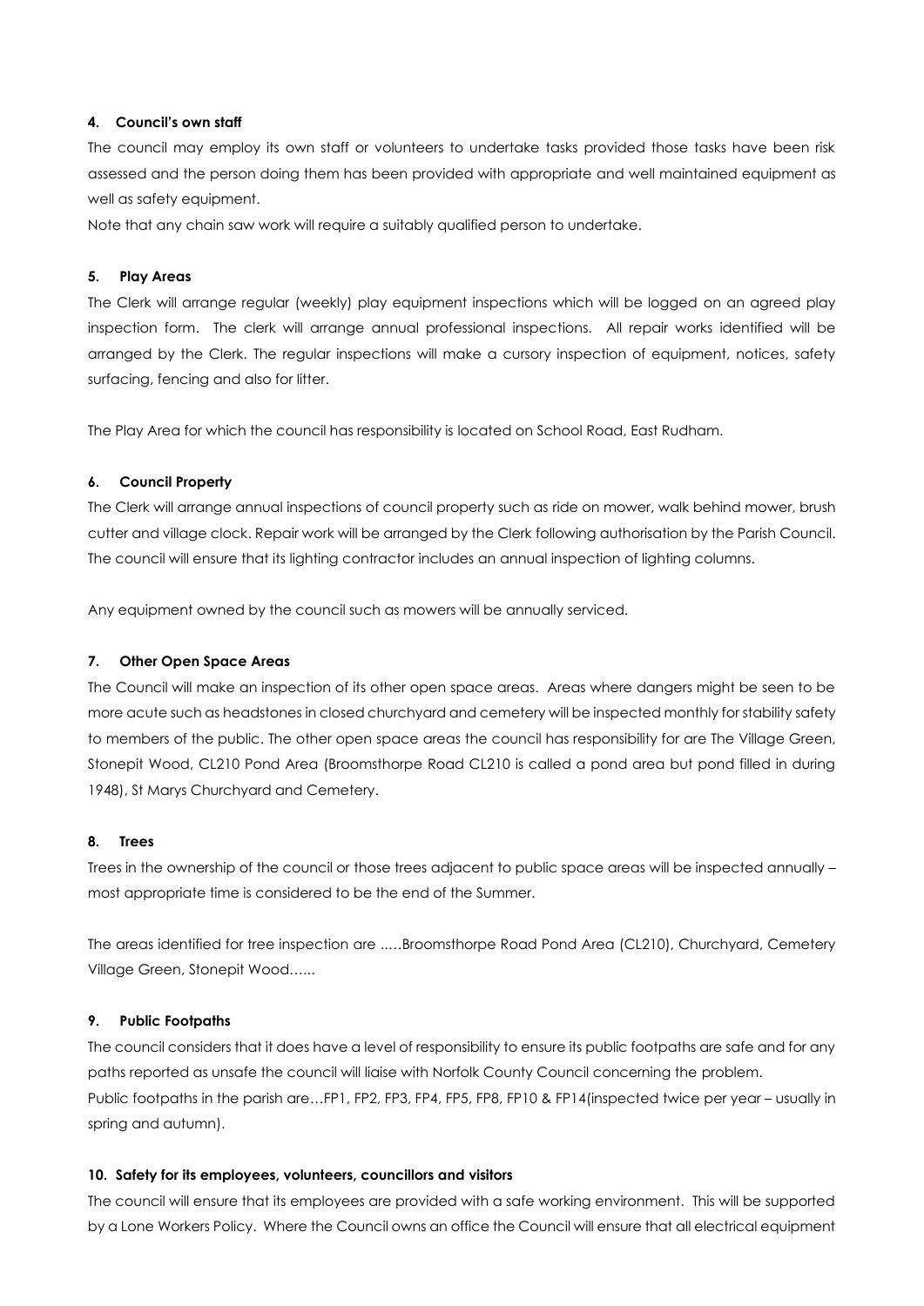#### 4. Council's own staff

The council may employ its own staff or volunteers to undertake tasks provided those tasks have been risk assessed and the person doing them has been provided with appropriate and well maintained equipment as well as safety equipment.

Note that any chain saw work will require a suitably qualified person to undertake.

#### 5. Play Areas

The Clerk will arrange regular (weekly) play equipment inspections which will be logged on an agreed play inspection form. The clerk will arrange annual professional inspections. All repair works identified will be arranged by the Clerk. The regular inspections will make a cursory inspection of equipment, notices, safety surfacing, fencing and also for litter.

The Play Area for which the council has responsibility is located on School Road, East Rudham.

#### 6. Council Property

The Clerk will arrange annual inspections of council property such as ride on mower, walk behind mower, brush cutter and village clock. Repair work will be arranged by the Clerk following authorisation by the Parish Council. The council will ensure that its lighting contractor includes an annual inspection of lighting columns.

Any equipment owned by the council such as mowers will be annually serviced.

#### 7. Other Open Space Areas

The Council will make an inspection of its other open space areas. Areas where dangers might be seen to be more acute such as headstones in closed churchyard and cemetery will be inspected monthly for stability safety to members of the public. The other open space areas the council has responsibility for are The Village Green, Stonepit Wood, CL210 Pond Area (Broomsthorpe Road CL210 is called a pond area but pond filled in during 1948), St Marys Churchyard and Cemetery.

#### 8. Trees

Trees in the ownership of the council or those trees adjacent to public space areas will be inspected annually – most appropriate time is considered to be the end of the Summer.

The areas identified for tree inspection are .….Broomsthorpe Road Pond Area (CL210), Churchyard, Cemetery Village Green, Stonepit Wood…...

#### 9. Public Footpaths

The council considers that it does have a level of responsibility to ensure its public footpaths are safe and for any paths reported as unsafe the council will liaise with Norfolk County Council concerning the problem.

Public footpaths in the parish are…FP1, FP2, FP3, FP4, FP5, FP8, FP10 & FP14(inspected twice per year – usually in spring and autumn).

#### 10. Safety for its employees, volunteers, councillors and visitors

The council will ensure that its employees are provided with a safe working environment. This will be supported by a Lone Workers Policy. Where the Council owns an office the Council will ensure that all electrical equipment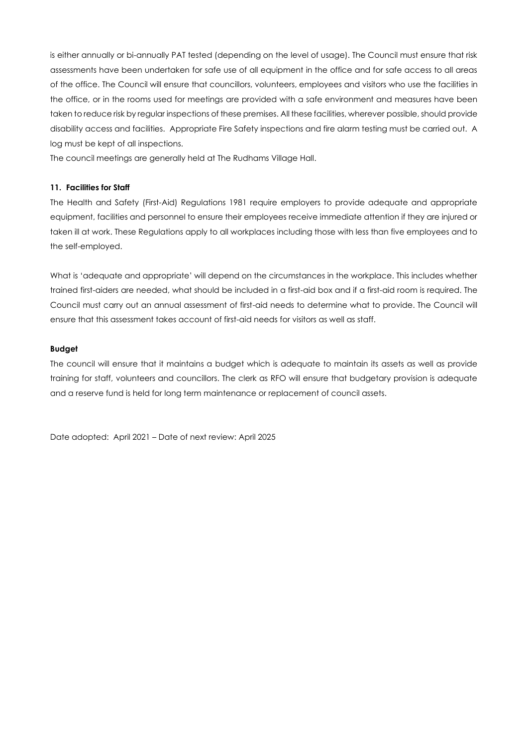is either annually or bi-annually PAT tested (depending on the level of usage). The Council must ensure that risk assessments have been undertaken for safe use of all equipment in the office and for safe access to all areas of the office. The Council will ensure that councillors, volunteers, employees and visitors who use the facilities in the office, or in the rooms used for meetings are provided with a safe environment and measures have been taken to reduce risk by regular inspections of these premises. All these facilities, wherever possible, should provide disability access and facilities. Appropriate Fire Safety inspections and fire alarm testing must be carried out. A log must be kept of all inspections.

The council meetings are generally held at The Rudhams Village Hall.

**11. Facilities for Staff**

The Health and Safety (First-Aid) Regulations 1981 require employers to provide adequate and appropriate equipment, facilities and personnel to ensure their employees receive immediate attention if they are injured or taken ill at work. These Regulations apply to all workplaces including those with less than five employees and to the self-employed.

What is 'adequate and appropriate' will depend on the circumstances in the workplace. This includes whether trained first-aiders are needed, what should be included in a first-aid box and if a first-aid room is required. The Council must carry out an annual assessment of first-aid needs to determine what to provide. The Council will ensure that this assessment takes account of first-aid needs for visitors as well as staff.

**Budget**

The council will ensure that it maintains a budget which is adequate to maintain its assets as well as provide training for staff, volunteers and councillors. The clerk as RFO will ensure that budgetary provision is adequate and a reserve fund is held for long term maintenance or replacement of council assets.

Date adopted: April 2021 – Date of next review: April 2025